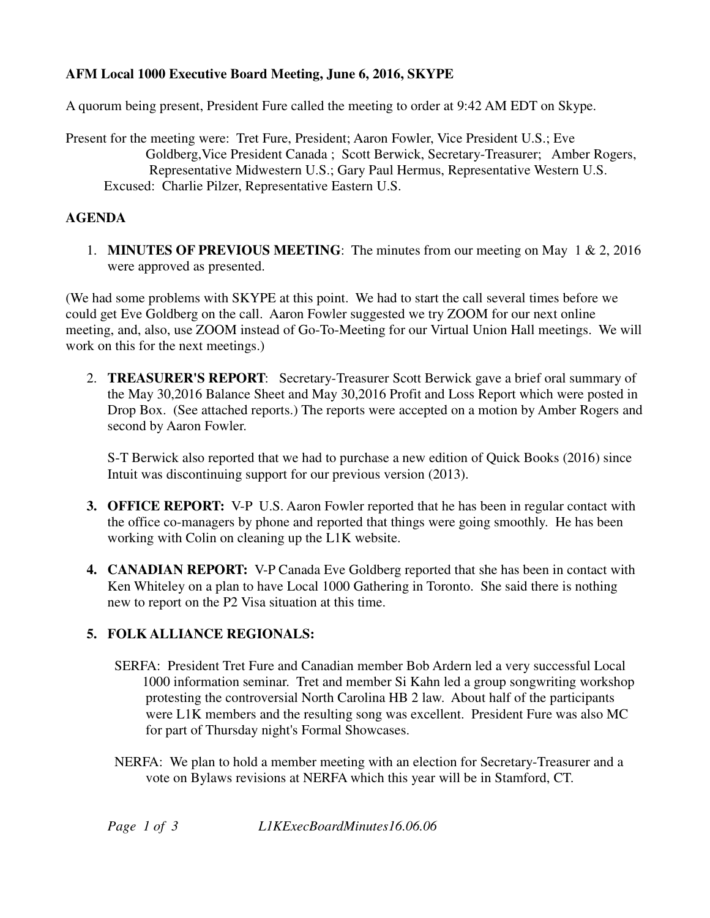**AFM Local 1000 Executive Board Meeting, June 6, 2016, SKYPE**

A quorum being present, President Fure called the meeting to order at 9:42 AM EDT on Skype.

Present for the meeting were: Tret Fure, President; Aaron Fowler, Vice President U.S.; Eve Goldberg,Vice President Canada ; Scott Berwick, Secretary-Treasurer; Amber Rogers, Representative Midwestern U.S.; Gary Paul Hermus, Representative Western U.S.
Excused: Charlie Pilzer, Representative Eastern U.S.

## AGENDA

1. **MINUTES OF PREVIOUS MEETING**: The minutes from our meeting on May 1 & 2, 2016 were approved as presented.

(We had some problems with SKYPE at this point. We had to start the call several times before we could get Eve Goldberg on the call. Aaron Fowler suggested we try ZOOM for our next online meeting, and, also, use ZOOM instead of Go-To-Meeting for our Virtual Union Hall meetings. We will work on this for the next meetings.)

2. **TREASURER'S REPORT**: Secretary-Treasurer Scott Berwick gave a brief oral summary of the May 30,2016 Balance Sheet and May 30,2016 Profit and Loss Report which were posted in Drop Box. (See attached reports.) The reports were accepted on a motion by Amber Rogers and second by Aaron Fowler.

   S-T Berwick also reported that we had to purchase a new edition of Quick Books (2016) since Intuit was discontinuing support for our previous version (2013).

3. **OFFICE REPORT:** V-P U.S. Aaron Fowler reported that he has been in regular contact with the office co-managers by phone and reported that things were going smoothly. He has been working with Colin on cleaning up the L1K website.

4. **CANADIAN REPORT:** V-P Canada Eve Goldberg reported that she has been in contact with Ken Whiteley on a plan to have Local 1000 Gathering in Toronto. She said there is nothing new to report on the P2 Visa situation at this time.

5. **FOLK ALLIANCE REGIONALS:**

   SERFA: President Tret Fure and Canadian member Bob Ardern led a very successful Local 1000 information seminar. Tret and member Si Kahn led a group songwriting workshop protesting the controversial North Carolina HB 2 law. About half of the participants were L1K members and the resulting song was excellent. President Fure was also MC for part of Thursday night's Formal Showcases.

   NERFA: We plan to hold a member meeting with an election for Secretary-Treasurer and a vote on Bylaws revisions at NERFA which this year will be in Stamford, CT.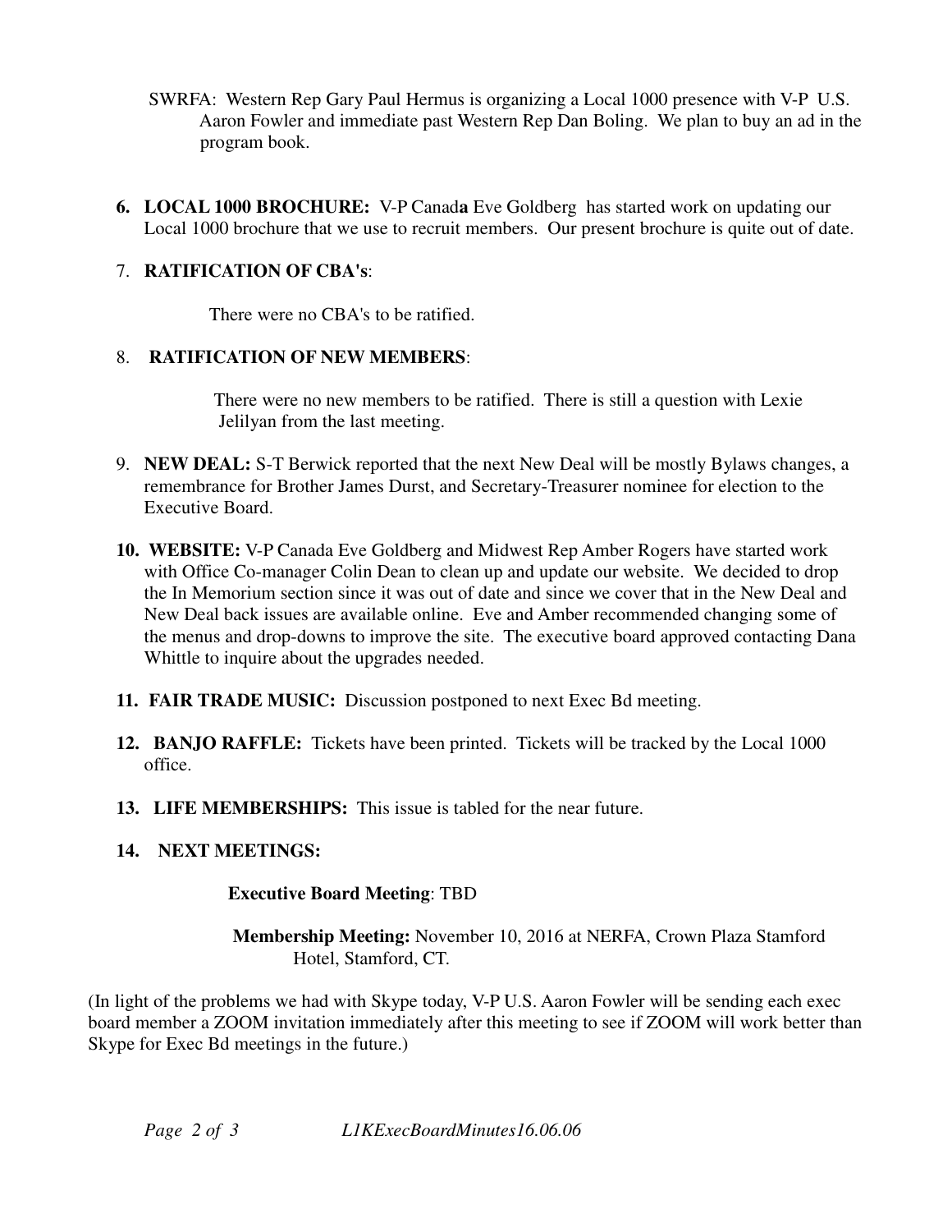SWRFA: Western Rep Gary Paul Hermus is organizing a Local 1000 presence with V-P U.S. Aaron Fowler and immediate past Western Rep Dan Boling. We plan to buy an ad in the program book.

6. **LOCAL 1000 BROCHURE:** V-P Canada Eve Goldberg has started work on updating our Local 1000 brochure that we use to recruit members. Our present brochure is quite out of date.

7. **RATIFICATION OF CBA's**:

   There were no CBA's to be ratified.

8. **RATIFICATION OF NEW MEMBERS**:

   There were no new members to be ratified. There is still a question with Lexie Jelilyan from the last meeting.

9. **NEW DEAL:** S-T Berwick reported that the next New Deal will be mostly Bylaws changes, a remembrance for Brother James Durst, and Secretary-Treasurer nominee for election to the Executive Board.

10. **WEBSITE:** V-P Canada Eve Goldberg and Midwest Rep Amber Rogers have started work with Office Co-manager Colin Dean to clean up and update our website. We decided to drop the In Memorium section since it was out of date and since we cover that in the New Deal and New Deal back issues are available online. Eve and Amber recommended changing some of the menus and drop-downs to improve the site. The executive board approved contacting Dana Whittle to inquire about the upgrades needed.

11. **FAIR TRADE MUSIC:** Discussion postponed to next Exec Bd meeting.

12. **BANJO RAFFLE:** Tickets have been printed. Tickets will be tracked by the Local 1000 office.

13. **LIFE MEMBERSHIPS:** This issue is tabled for the near future.

14. **NEXT MEETINGS:**

    **Executive Board Meeting**: TBD

    **Membership Meeting:** November 10, 2016 at NERFA, Crown Plaza Stamford Hotel, Stamford, CT.

(In light of the problems we had with Skype today, V-P U.S. Aaron Fowler will be sending each exec board member a ZOOM invitation immediately after this meeting to see if ZOOM will work better than Skype for Exec Bd meetings in the future.)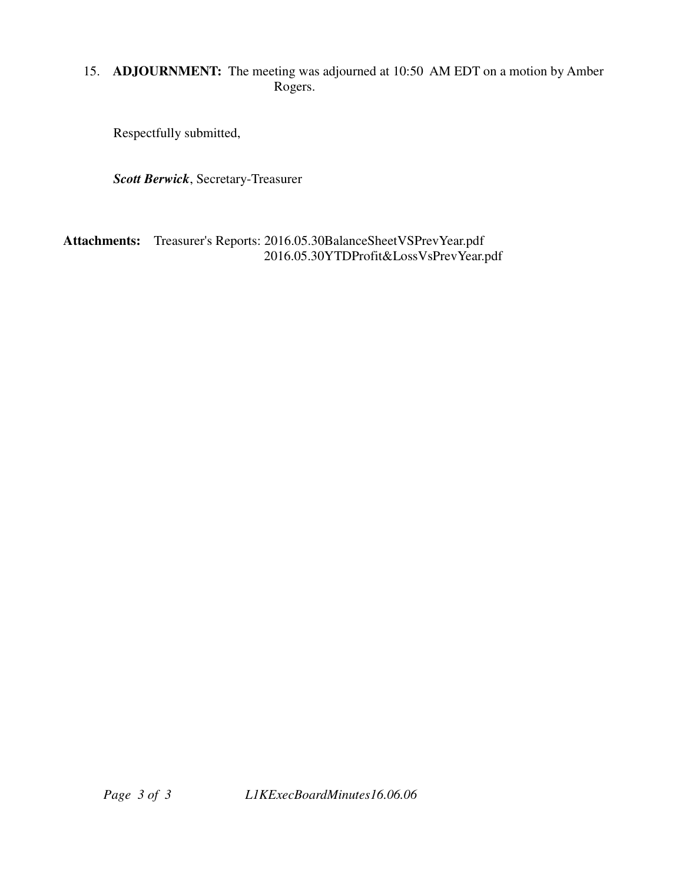15. **ADJOURNMENT:** The meeting was adjourned at 10:50 AM EDT on a motion by Amber Rogers.

Respectfully submitted,

***Scott Berwick***, Secretary-Treasurer

**Attachments:** Treasurer's Reports: 2016.05.30BalanceSheetVSPrevYear.pdf
2016.05.30YTDProfit&LossVsPrevYear.pdf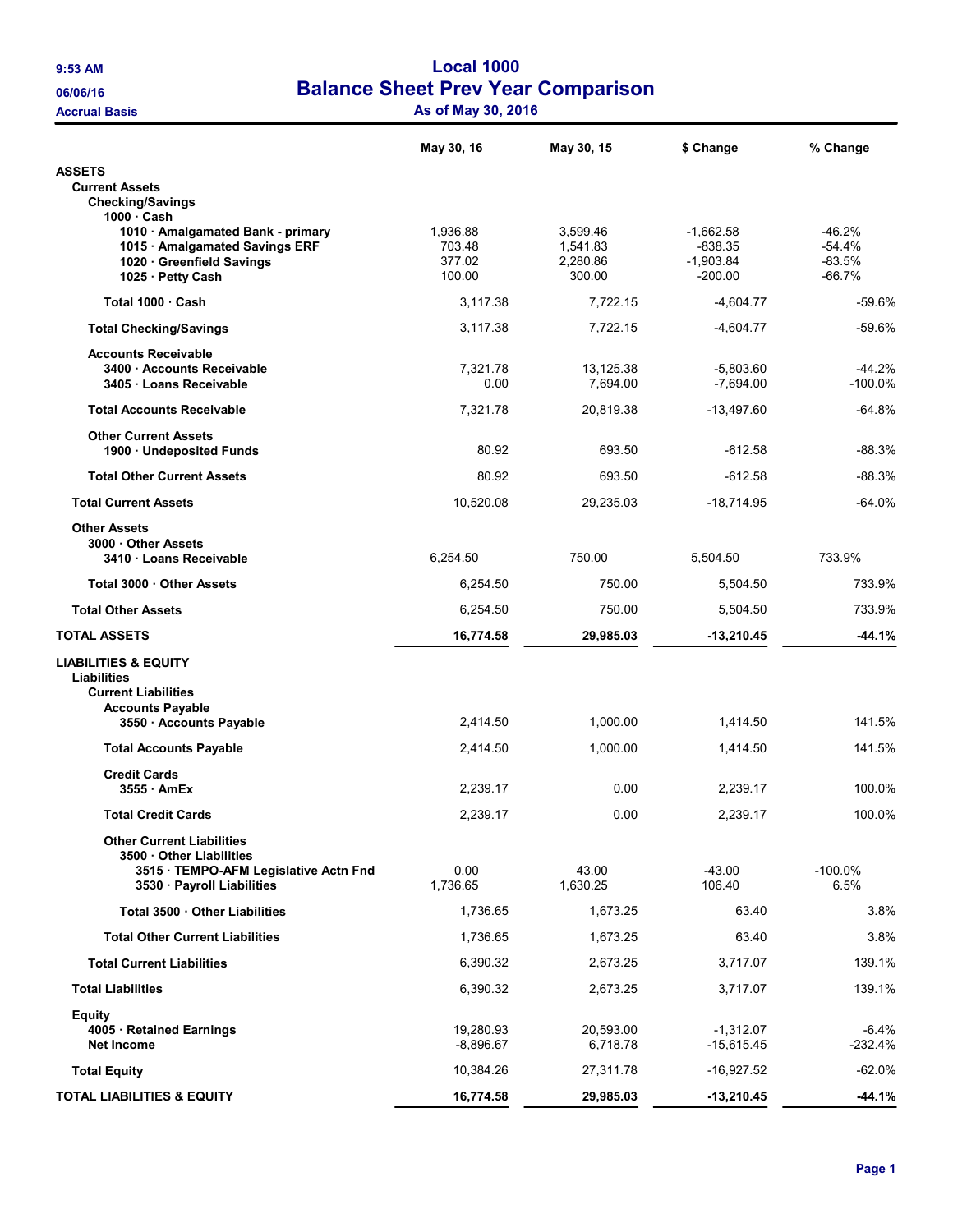**9:53 AM**
**06/06/16**
**Accrual Basis**

# Local 1000
## Balance Sheet Prev Year Comparison
### As of May 30, 2016

| | May 30, 16 | May 30, 15 | $ Change | % Change |
|---|---|---|---|---|
| **ASSETS** | | | | |
| **Current Assets** | | | | |
| **Checking/Savings** | | | | |
| **1000 · Cash** | | | | |
| **1010 · Amalgamated Bank - primary** | 1,936.88 | 3,599.46 | -1,662.58 | -46.2% |
| **1015 · Amalgamated Savings ERF** | 703.48 | 1,541.83 | -838.35 | -54.4% |
| **1020 · Greenfield Savings** | 377.02 | 2,280.86 | -1,903.84 | -83.5% |
| **1025 · Petty Cash** | 100.00 | 300.00 | -200.00 | -66.7% |
| **Total 1000 · Cash** | 3,117.38 | 7,722.15 | -4,604.77 | -59.6% |
| **Total Checking/Savings** | 3,117.38 | 7,722.15 | -4,604.77 | -59.6% |
| **Accounts Receivable** | | | | |
| **3400 · Accounts Receivable** | 7,321.78 | 13,125.38 | -5,803.60 | -44.2% |
| **3405 · Loans Receivable** | 0.00 | 7,694.00 | -7,694.00 | -100.0% |
| **Total Accounts Receivable** | 7,321.78 | 20,819.38 | -13,497.60 | -64.8% |
| **Other Current Assets** | | | | |
| **1900 · Undeposited Funds** | 80.92 | 693.50 | -612.58 | -88.3% |
| **Total Other Current Assets** | 80.92 | 693.50 | -612.58 | -88.3% |
| **Total Current Assets** | 10,520.08 | 29,235.03 | -18,714.95 | -64.0% |
| **Other Assets** | | | | |
| **3000 · Other Assets** | | | | |
| **3410 · Loans Receivable** | 6,254.50 | 750.00 | 5,504.50 | 733.9% |
| **Total 3000 · Other Assets** | 6,254.50 | 750.00 | 5,504.50 | 733.9% |
| **Total Other Assets** | 6,254.50 | 750.00 | 5,504.50 | 733.9% |
| **TOTAL ASSETS** | **16,774.58** | **29,985.03** | **-13,210.45** | **-44.1%** |
| **LIABILITIES & EQUITY** | | | | |
| **Liabilities** | | | | |
| **Current Liabilities** | | | | |
| **Accounts Payable** | | | | |
| **3550 · Accounts Payable** | 2,414.50 | 1,000.00 | 1,414.50 | 141.5% |
| **Total Accounts Payable** | 2,414.50 | 1,000.00 | 1,414.50 | 141.5% |
| **Credit Cards** | | | | |
| **3555 · AmEx** | 2,239.17 | 0.00 | 2,239.17 | 100.0% |
| **Total Credit Cards** | 2,239.17 | 0.00 | 2,239.17 | 100.0% |
| **Other Current Liabilities** | | | | |
| **3500 · Other Liabilities** | | | | |
| **3515 · TEMPO-AFM Legislative Actn Fnd** | 0.00 | 43.00 | -43.00 | -100.0% |
| **3530 · Payroll Liabilities** | 1,736.65 | 1,630.25 | 106.40 | 6.5% |
| **Total 3500 · Other Liabilities** | 1,736.65 | 1,673.25 | 63.40 | 3.8% |
| **Total Other Current Liabilities** | 1,736.65 | 1,673.25 | 63.40 | 3.8% |
| **Total Current Liabilities** | 6,390.32 | 2,673.25 | 3,717.07 | 139.1% |
| **Total Liabilities** | 6,390.32 | 2,673.25 | 3,717.07 | 139.1% |
| **Equity** | | | | |
| **4005 · Retained Earnings** | 19,280.93 | 20,593.00 | -1,312.07 | -6.4% |
| **Net Income** | -8,896.67 | 6,718.78 | -15,615.45 | -232.4% |
| **Total Equity** | 10,384.26 | 27,311.78 | -16,927.52 | -62.0% |
| **TOTAL LIABILITIES & EQUITY** | **16,774.58** | **29,985.03** | **-13,210.45** | **-44.1%** |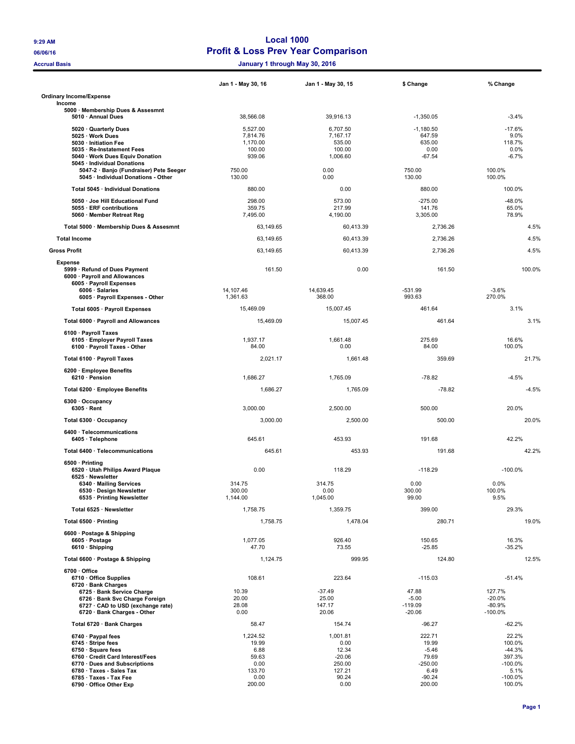# Local 1000

## Profit & Loss Prev Year Comparison

**Accrual Basis** — January 1 through May 30, 2016

9:29 AM 06/06/16

| | Jan 1 - May 30, 16 | Jan 1 - May 30, 15 | $ Change | % Change |
|---|---|---|---|---|
| **Ordinary Income/Expense** | | | | |
| **Income** | | | | |
| 5000 · Membership Dues & Assesmnt | | | | |
| 5010 · Annual Dues | 38,566.08 | 39,916.13 | -1,350.05 | -3.4% |
| 5020 · Quarterly Dues | 5,527.00 | 6,707.50 | -1,180.50 | -17.6% |
| 5025 · Work Dues | 7,814.76 | 7,167.17 | 647.59 | 9.0% |
| 5030 · Initiation Fee | 1,170.00 | 535.00 | 635.00 | 118.7% |
| 5035 · Re-Instatement Fees | 100.00 | 100.00 | 0.00 | 0.0% |
| 5040 · Work Dues Equiv Donation | 939.06 | 1,006.60 | -67.54 | -6.7% |
| 5045 · Individual Donations | | | | |
| 5047-2 · Banjo (Fundraiser) Pete Seeger | 750.00 | 0.00 | 750.00 | 100.0% |
| 5045 · Individual Donations - Other | 130.00 | 0.00 | 130.00 | 100.0% |
| Total 5045 · Individual Donations | 880.00 | 0.00 | 880.00 | 100.0% |
| 5050 · Joe Hill Educational Fund | 298.00 | 573.00 | -275.00 | -48.0% |
| 5055 · ERF contributions | 359.75 | 217.99 | 141.76 | 65.0% |
| 5060 · Member Retreat Reg | 7,495.00 | 4,190.00 | 3,305.00 | 78.9% |
| Total 5000 · Membership Dues & Assesmnt | 63,149.65 | 60,413.39 | 2,736.26 | 4.5% |
| **Total Income** | 63,149.65 | 60,413.39 | 2,736.26 | 4.5% |
| **Gross Profit** | 63,149.65 | 60,413.39 | 2,736.26 | 4.5% |
| **Expense** | | | | |
| 5999 · Refund of Dues Payment | 161.50 | 0.00 | 161.50 | 100.0% |
| 6000 · Payroll and Allowances | | | | |
| 6005 · Payroll Expenses | | | | |
| 6006 · Salaries | 14,107.46 | 14,639.45 | -531.99 | -3.6% |
| 6005 · Payroll Expenses - Other | 1,361.63 | 368.00 | 993.63 | 270.0% |
| Total 6005 · Payroll Expenses | 15,469.09 | 15,007.45 | 461.64 | 3.1% |
| Total 6000 · Payroll and Allowances | 15,469.09 | 15,007.45 | 461.64 | 3.1% |
| 6100 · Payroll Taxes | | | | |
| 6105 · Employer Payroll Taxes | 1,937.17 | 1,661.48 | 275.69 | 16.6% |
| 6100 · Payroll Taxes - Other | 84.00 | 0.00 | 84.00 | 100.0% |
| Total 6100 · Payroll Taxes | 2,021.17 | 1,661.48 | 359.69 | 21.7% |
| 6200 · Employee Benefits | | | | |
| 6210 · Pension | 1,686.27 | 1,765.09 | -78.82 | -4.5% |
| Total 6200 · Employee Benefits | 1,686.27 | 1,765.09 | -78.82 | -4.5% |
| 6300 · Occupancy | | | | |
| 6305 · Rent | 3,000.00 | 2,500.00 | 500.00 | 20.0% |
| Total 6300 · Occupancy | 3,000.00 | 2,500.00 | 500.00 | 20.0% |
| 6400 · Telecommunications | | | | |
| 6405 · Telephone | 645.61 | 453.93 | 191.68 | 42.2% |
| Total 6400 · Telecommunications | 645.61 | 453.93 | 191.68 | 42.2% |
| 6500 · Printing | | | | |
| 6520 · Utah Philips Award Plaque | 0.00 | 118.29 | -118.29 | -100.0% |
| 6525 · Newsletter | | | | |
| 6340 · Mailing Services | 314.75 | 314.75 | 0.00 | 0.0% |
| 6530 · Design Newsletter | 300.00 | 0.00 | 300.00 | 100.0% |
| 6535 · Printing Newsletter | 1,144.00 | 1,045.00 | 99.00 | 9.5% |
| Total 6525 · Newsletter | 1,758.75 | 1,359.75 | 399.00 | 29.3% |
| Total 6500 · Printing | 1,758.75 | 1,478.04 | 280.71 | 19.0% |
| 6600 · Postage & Shipping | | | | |
| 6605 · Postage | 1,077.05 | 926.40 | 150.65 | 16.3% |
| 6610 · Shipping | 47.70 | 73.55 | -25.85 | -35.2% |
| Total 6600 · Postage & Shipping | 1,124.75 | 999.95 | 124.80 | 12.5% |
| 6700 · Office | | | | |
| 6710 · Office Supplies | 108.61 | 223.64 | -115.03 | -51.4% |
| 6720 · Bank Charges | | | | |
| 6725 · Bank Service Charge | 10.39 | -37.49 | 47.88 | 127.7% |
| 6726 · Bank Svc Charge Foreign | 20.00 | 25.00 | -5.00 | -20.0% |
| 6727 · CAD to USD (exchange rate) | 28.08 | 147.17 | -119.09 | -80.9% |
| 6720 · Bank Charges - Other | 0.00 | 20.06 | -20.06 | -100.0% |
| Total 6720 · Bank Charges | 58.47 | 154.74 | -96.27 | -62.2% |
| 6740 · Paypal fees | 1,224.52 | 1,001.81 | 222.71 | 22.2% |
| 6745 · Stripe fees | 19.99 | 0.00 | 19.99 | 100.0% |
| 6750 · Square fees | 6.88 | 12.34 | -5.46 | -44.3% |
| 6760 · Credit Card Interest/Fees | 59.63 | -20.06 | 79.69 | 397.3% |
| 6770 · Dues and Subscriptions | 0.00 | 250.00 | -250.00 | -100.0% |
| 6780 · Taxes - Sales Tax | 133.70 | 127.21 | 6.49 | 5.1% |
| 6785 · Taxes - Tax Fee | 0.00 | 90.24 | -90.24 | -100.0% |
| 6790 · Office Other Exp | 200.00 | 0.00 | 200.00 | 100.0% |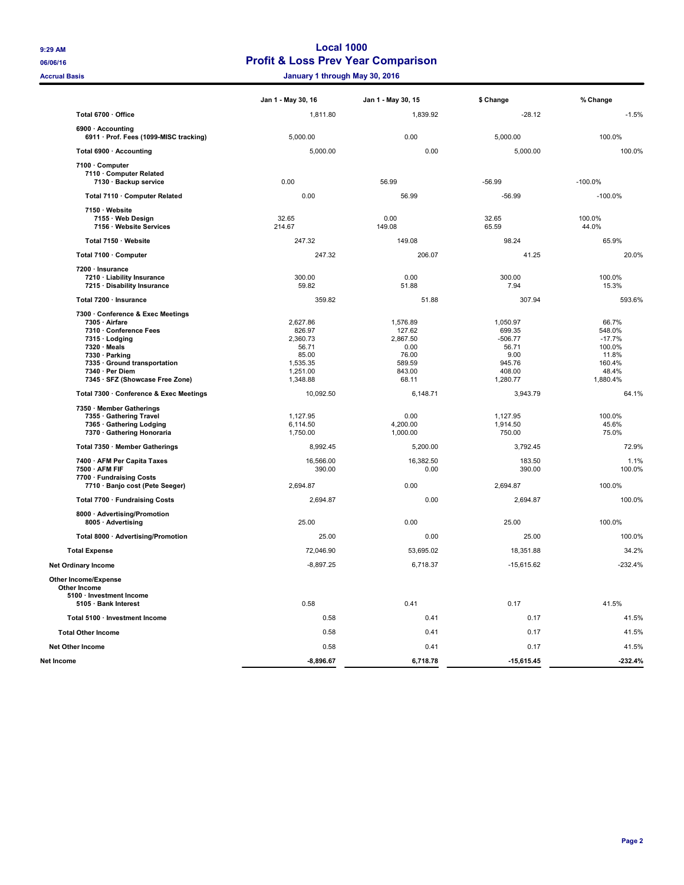# Local 1000

## Profit & Loss Prev Year Comparison

Accrual Basis

January 1 through May 30, 2016

| | Jan 1 - May 30, 16 | Jan 1 - May 30, 15 | $ Change | % Change |
|---|---|---|---|---|
| Total 6700 · Office | 1,811.80 | 1,839.92 | -28.12 | -1.5% |
| 6900 · Accounting | | | | |
| 6911 · Prof. Fees (1099-MISC tracking) | 5,000.00 | 0.00 | 5,000.00 | 100.0% |
| Total 6900 · Accounting | 5,000.00 | 0.00 | 5,000.00 | 100.0% |
| 7100 · Computer | | | | |
| 7110 · Computer Related | | | | |
| 7130 · Backup service | 0.00 | 56.99 | -56.99 | -100.0% |
| Total 7110 · Computer Related | 0.00 | 56.99 | -56.99 | -100.0% |
| 7150 · Website | | | | |
| 7155 · Web Design | 32.65 | 0.00 | 32.65 | 100.0% |
| 7156 · Website Services | 214.67 | 149.08 | 65.59 | 44.0% |
| Total 7150 · Website | 247.32 | 149.08 | 98.24 | 65.9% |
| Total 7100 · Computer | 247.32 | 206.07 | 41.25 | 20.0% |
| 7200 · Insurance | | | | |
| 7210 · Liability Insurance | 300.00 | 0.00 | 300.00 | 100.0% |
| 7215 · Disability Insurance | 59.82 | 51.88 | 7.94 | 15.3% |
| Total 7200 · Insurance | 359.82 | 51.88 | 307.94 | 593.6% |
| 7300 · Conference & Exec Meetings | | | | |
| 7305 · Airfare | 2,627.86 | 1,576.89 | 1,050.97 | 66.7% |
| 7310 · Conference Fees | 826.97 | 127.62 | 699.35 | 548.0% |
| 7315 · Lodging | 2,360.73 | 2,867.50 | -506.77 | -17.7% |
| 7320 · Meals | 56.71 | 0.00 | 56.71 | 100.0% |
| 7330 · Parking | 85.00 | 76.00 | 9.00 | 11.8% |
| 7335 · Ground transportation | 1,535.35 | 589.59 | 945.76 | 160.4% |
| 7340 · Per Diem | 1,251.00 | 843.00 | 408.00 | 48.4% |
| 7345 · SFZ (Showcase Free Zone) | 1,348.88 | 68.11 | 1,280.77 | 1,880.4% |
| Total 7300 · Conference & Exec Meetings | 10,092.50 | 6,148.71 | 3,943.79 | 64.1% |
| 7350 · Member Gatherings | | | | |
| 7355 · Gathering Travel | 1,127.95 | 0.00 | 1,127.95 | 100.0% |
| 7365 · Gathering Lodging | 6,114.50 | 4,200.00 | 1,914.50 | 45.6% |
| 7370 · Gathering Honoraria | 1,750.00 | 1,000.00 | 750.00 | 75.0% |
| Total 7350 · Member Gatherings | 8,992.45 | 5,200.00 | 3,792.45 | 72.9% |
| 7400 · AFM Per Capita Taxes | 16,566.00 | 16,382.50 | 183.50 | 1.1% |
| 7500 · AFM FIF | 390.00 | 0.00 | 390.00 | 100.0% |
| 7700 · Fundraising Costs | | | | |
| 7710 · Banjo cost (Pete Seeger) | 2,694.87 | 0.00 | 2,694.87 | 100.0% |
| Total 7700 · Fundraising Costs | 2,694.87 | 0.00 | 2,694.87 | 100.0% |
| 8000 · Advertising/Promotion | | | | |
| 8005 · Advertising | 25.00 | 0.00 | 25.00 | 100.0% |
| Total 8000 · Advertising/Promotion | 25.00 | 0.00 | 25.00 | 100.0% |
| Total Expense | 72,046.90 | 53,695.02 | 18,351.88 | 34.2% |
| Net Ordinary Income | -8,897.25 | 6,718.37 | -15,615.62 | -232.4% |
| Other Income/Expense | | | | |
| Other Income | | | | |
| 5100 · Investment Income | | | | |
| 5105 · Bank Interest | 0.58 | 0.41 | 0.17 | 41.5% |
| Total 5100 · Investment Income | 0.58 | 0.41 | 0.17 | 41.5% |
| Total Other Income | 0.58 | 0.41 | 0.17 | 41.5% |
| Net Other Income | 0.58 | 0.41 | 0.17 | 41.5% |
| **Net Income** | **-8,896.67** | **6,718.78** | **-15,615.45** | **-232.4%** |